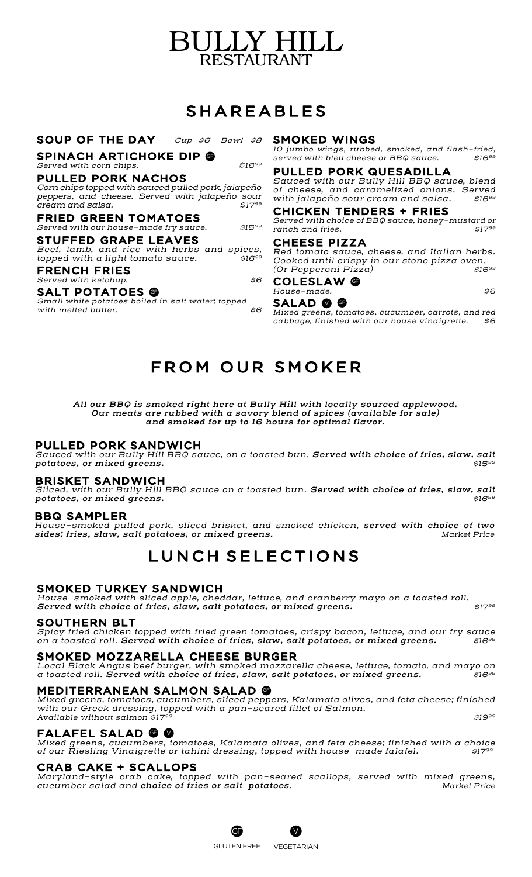# BULLY HILL
## RESTAURANT

## SHAREABLES

### SOUP OF THE DAY
*Cup $6 Bowl $8*

### SPINACH ARTICHOKE DIP (GF)
*Served with corn chips.* $16.99

### PULLED PORK NACHOS
*Corn chips topped with sauced pulled pork, jalapeño peppers, and cheese. Served with jalapeño sour cream and salsa.* $17.99

### FRIED GREEN TOMATOES
*Served with our house-made fry sauce.* $15.99

### STUFFED GRAPE LEAVES
*Beef, lamb, and rice with herbs and spices, topped with a light tomato sauce.* $16.99

### FRENCH FRIES
*Served with ketchup.* $6

### SALT POTATOES (GF)
*Small white potatoes boiled in salt water; topped with melted butter.* $6

### SMOKED WINGS
*10 jumbo wings, rubbed, smoked, and flash-fried, served with bleu cheese or BBQ sauce.* $16.99

### PULLED PORK QUESADILLA
*Sauced with our Bully Hill BBQ sauce, blend of cheese, and caramelized onions. Served with jalapeño sour cream and salsa.* $16.99

### CHICKEN TENDERS + FRIES
*Served with choice of BBQ sauce, honey-mustard or ranch and fries.* $17.99

### CHEESE PIZZA
*Red tomato sauce, cheese, and Italian herbs. Cooked until crispy in our stone pizza oven. (Or Pepperoni Pizza)* $16.99

### COLESLAW (GF)
*House-made.* $6

### SALAD (V) (GF)
*Mixed greens, tomatoes, cucumber, carrots, and red cabbage, finished with our house vinaigrette.* $6

## FROM OUR SMOKER

***All our BBQ is smoked right here at Bully Hill with locally sourced applewood. Our meats are rubbed with a savory blend of spices (available for sale) and smoked for up to 16 hours for optimal flavor.***

### PULLED PORK SANDWICH
*Sauced with our Bully Hill BBQ sauce, on a toasted bun.* ***Served with choice of fries, slaw, salt potatoes, or mixed greens.*** $15.99

### BRISKET SANDWICH
*Sliced, with our Bully Hill BBQ sauce on a toasted bun.* ***Served with choice of fries, slaw, salt potatoes, or mixed greens.*** $16.99

### BBQ SAMPLER
*House-smoked pulled pork, sliced brisket, and smoked chicken,* ***served with choice of two sides; fries, slaw, salt potatoes, or mixed greens.*** *Market Price*

## LUNCH SELECTIONS

### SMOKED TURKEY SANDWICH
*House-smoked with sliced apple, cheddar, lettuce, and cranberry mayo on a toasted roll.* ***Served with choice of fries, slaw, salt potatoes, or mixed greens.*** $17.99

### SOUTHERN BLT
*Spicy fried chicken topped with fried green tomatoes, crispy bacon, lettuce, and our fry sauce on a toasted roll.* ***Served with choice of fries, slaw, salt potatoes, or mixed greens.*** $16.99

### SMOKED MOZZARELLA CHEESE BURGER
*Local Black Angus beef burger, with smoked mozzarella cheese, lettuce, tomato, and mayo on a toasted roll.* ***Served with choice of fries, slaw, salt potatoes, or mixed greens.*** $16.99

### MEDITERRANEAN SALMON SALAD (GF)
*Mixed greens, tomatoes, cucumbers, sliced peppers, Kalamata olives, and feta cheese; finished with our Greek dressing, topped with a pan-seared fillet of Salmon.*
*Available without salmon $17.99* $19.99

### FALAFEL SALAD (GF) (V)
*Mixed greens, cucumbers, tomatoes, Kalamata olives, and feta cheese; finished with a choice of our Riesling Vinaigrette or tahini dressing, topped with house-made falafel.* $17.99

### CRAB CAKE + SCALLOPS
*Maryland-style crab cake, topped with pan-seared scallops, served with mixed greens, cucumber salad and* ***choice of fries or salt potatoes.*** *Market Price*

(GF) GLUTEN FREE (V) VEGETARIAN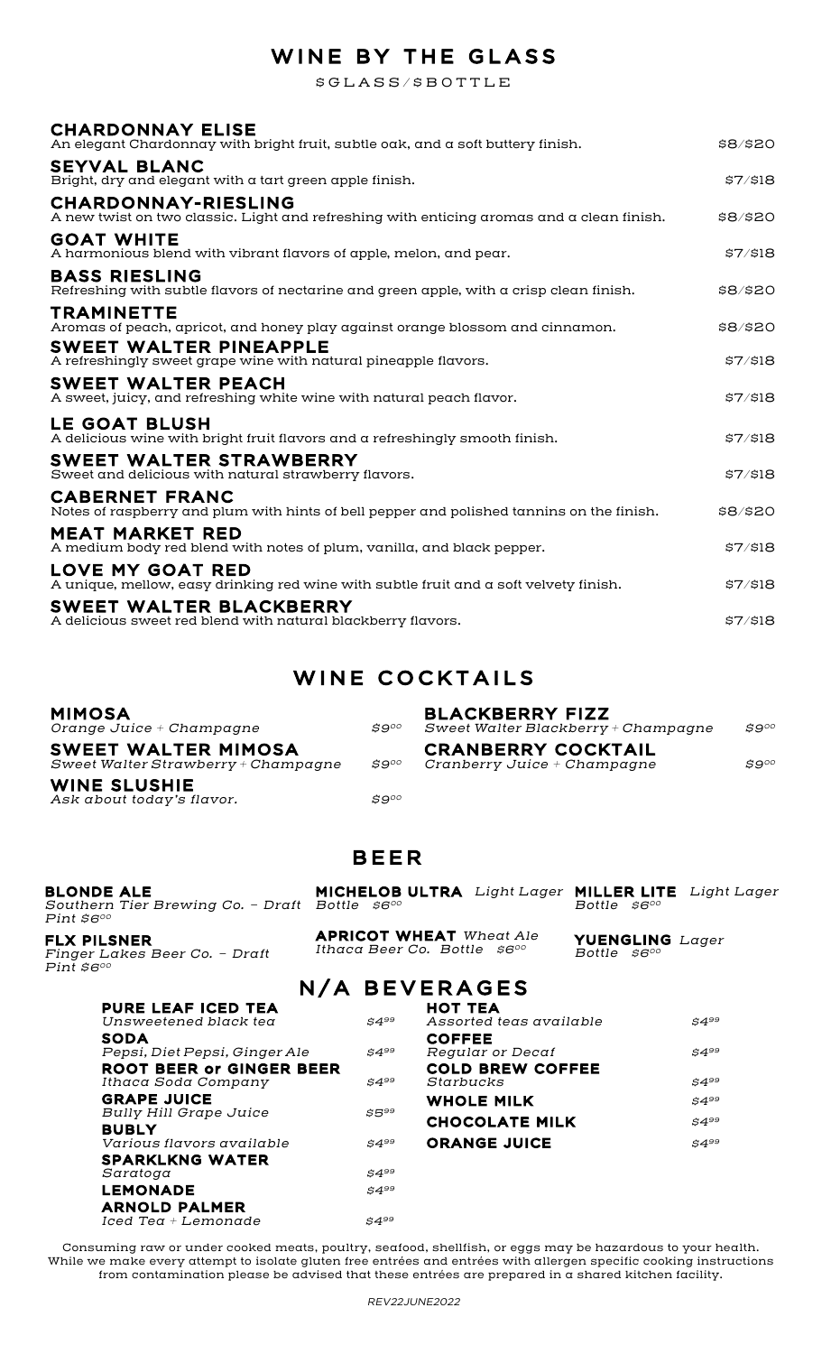# WINE BY THE GLASS

$GLASS/$BOTTLE

**CHARDONNAY ELISE**
An elegant Chardonnay with bright fruit, subtle oak, and a soft buttery finish. $8/$20

**SEYVAL BLANC**
Bright, dry and elegant with a tart green apple finish. $7/$18

**CHARDONNAY-RIESLING**
A new twist on two classic. Light and refreshing with enticing aromas and a clean finish. $8/$20

**GOAT WHITE**
A harmonious blend with vibrant flavors of apple, melon, and pear. $7/$18

**BASS RIESLING**
Refreshing with subtle flavors of nectarine and green apple, with a crisp clean finish. $8/$20

**TRAMINETTE**
Aromas of peach, apricot, and honey play against orange blossom and cinnamon. $8/$20

**SWEET WALTER PINEAPPLE**
A refreshingly sweet grape wine with natural pineapple flavors. $7/$18

**SWEET WALTER PEACH**
A sweet, juicy, and refreshing white wine with natural peach flavor. $7/$18

**LE GOAT BLUSH**
A delicious wine with bright fruit flavors and a refreshingly smooth finish. $7/$18

**SWEET WALTER STRAWBERRY**
Sweet and delicious with natural strawberry flavors. $7/$18

**CABERNET FRANC**
Notes of raspberry and plum with hints of bell pepper and polished tannins on the finish. $8/$20

**MEAT MARKET RED**
A medium body red blend with notes of plum, vanilla, and black pepper. $7/$18

**LOVE MY GOAT RED**
A unique, mellow, easy drinking red wine with subtle fruit and a soft velvety finish. $7/$18

**SWEET WALTER BLACKBERRY**
A delicious sweet red blend with natural blackberry flavors. $7/$18

# WINE COCKTAILS

**MIMOSA**
*Orange Juice + Champagne* $9.00

**SWEET WALTER MIMOSA**
*Sweet Walter Strawberry + Champagne* $9.00

**WINE SLUSHIE**
*Ask about today's flavor.* $9.00

**BLACKBERRY FIZZ**
*Sweet Walter Blackberry + Champagne* $9.00

**CRANBERRY COCKTAIL**
*Cranberry Juice + Champagne* $9.00

# BEER

**BLONDE ALE**
*Southern Tier Brewing Co. – Draft Pint $6.00*

**FLX PILSNER**
*Finger Lakes Beer Co. – Draft Pint $6.00*

**MICHELOB ULTRA** *Light Lager*
*Bottle $6.00*

**APRICOT WHEAT** *Wheat Ale*
*Ithaca Beer Co. Bottle $6.00*

**MILLER LITE** *Light Lager*
*Bottle $6.00*

**YUENGLING** *Lager*
*Bottle $6.00*

# N/A BEVERAGES

**PURE LEAF ICED TEA**
*Unsweetened black tea* $4.99

**SODA**
*Pepsi, Diet Pepsi, Ginger Ale* $4.99

**ROOT BEER or GINGER BEER**
*Ithaca Soda Company* $4.99

**GRAPE JUICE**
*Bully Hill Grape Juice* $5.99

**BUBLY**
*Various flavors available* $4.99

**SPARKLKNG WATER**
*Saratoga* $4.99

**LEMONADE** $4.99

**ARNOLD PALMER**
*Iced Tea + Lemonade* $4.99

**HOT TEA**
*Assorted teas available* $4.99

**COFFEE**
*Regular or Decaf* $4.99

**COLD BREW COFFEE**
*Starbucks* $4.99

**WHOLE MILK** $4.99

**CHOCOLATE MILK** $4.99

**ORANGE JUICE** $4.99

Consuming raw or under cooked meats, poultry, seafood, shellfish, or eggs may be hazardous to your health. While we make every attempt to isolate gluten free entrées and entrées with allergen specific cooking instructions from contamination please be advised that these entrées are prepared in a shared kitchen facility.

REV22JUNE2022